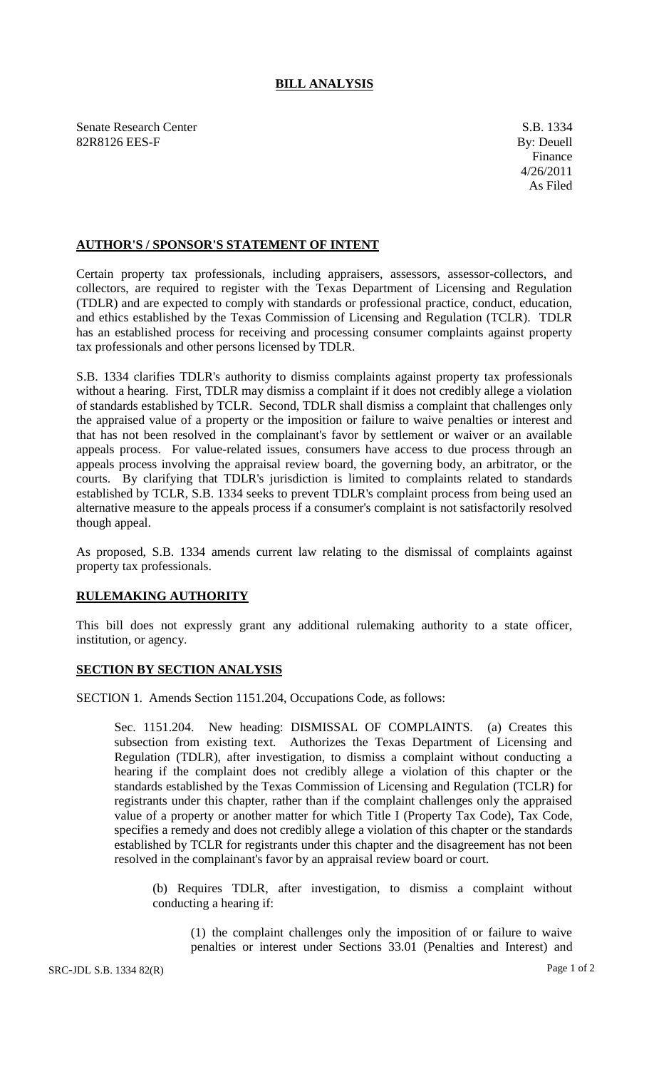# BILL ANALYSIS

Senate Research Center
82R8126 EES-F

S.B. 1334
By: Deuell
Finance
4/26/2011
As Filed

## AUTHOR'S / SPONSOR'S STATEMENT OF INTENT

Certain property tax professionals, including appraisers, assessors, assessor-collectors, and collectors, are required to register with the Texas Department of Licensing and Regulation (TDLR) and are expected to comply with standards or professional practice, conduct, education, and ethics established by the Texas Commission of Licensing and Regulation (TCLR). TDLR has an established process for receiving and processing consumer complaints against property tax professionals and other persons licensed by TDLR.

S.B. 1334 clarifies TDLR's authority to dismiss complaints against property tax professionals without a hearing. First, TDLR may dismiss a complaint if it does not credibly allege a violation of standards established by TCLR. Second, TDLR shall dismiss a complaint that challenges only the appraised value of a property or the imposition or failure to waive penalties or interest and that has not been resolved in the complainant's favor by settlement or waiver or an available appeals process. For value-related issues, consumers have access to due process through an appeals process involving the appraisal review board, the governing body, an arbitrator, or the courts. By clarifying that TDLR's jurisdiction is limited to complaints related to standards established by TCLR, S.B. 1334 seeks to prevent TDLR's complaint process from being used an alternative measure to the appeals process if a consumer's complaint is not satisfactorily resolved though appeal.

As proposed, S.B. 1334 amends current law relating to the dismissal of complaints against property tax professionals.

## RULEMAKING AUTHORITY

This bill does not expressly grant any additional rulemaking authority to a state officer, institution, or agency.

## SECTION BY SECTION ANALYSIS

SECTION 1. Amends Section 1151.204, Occupations Code, as follows:

Sec. 1151.204. New heading: DISMISSAL OF COMPLAINTS. (a) Creates this subsection from existing text. Authorizes the Texas Department of Licensing and Regulation (TDLR), after investigation, to dismiss a complaint without conducting a hearing if the complaint does not credibly allege a violation of this chapter or the standards established by the Texas Commission of Licensing and Regulation (TCLR) for registrants under this chapter, rather than if the complaint challenges only the appraised value of a property or another matter for which Title I (Property Tax Code), Tax Code, specifies a remedy and does not credibly allege a violation of this chapter or the standards established by TCLR for registrants under this chapter and the disagreement has not been resolved in the complainant's favor by an appraisal review board or court.

(b) Requires TDLR, after investigation, to dismiss a complaint without conducting a hearing if:

(1) the complaint challenges only the imposition of or failure to waive penalties or interest under Sections 33.01 (Penalties and Interest) and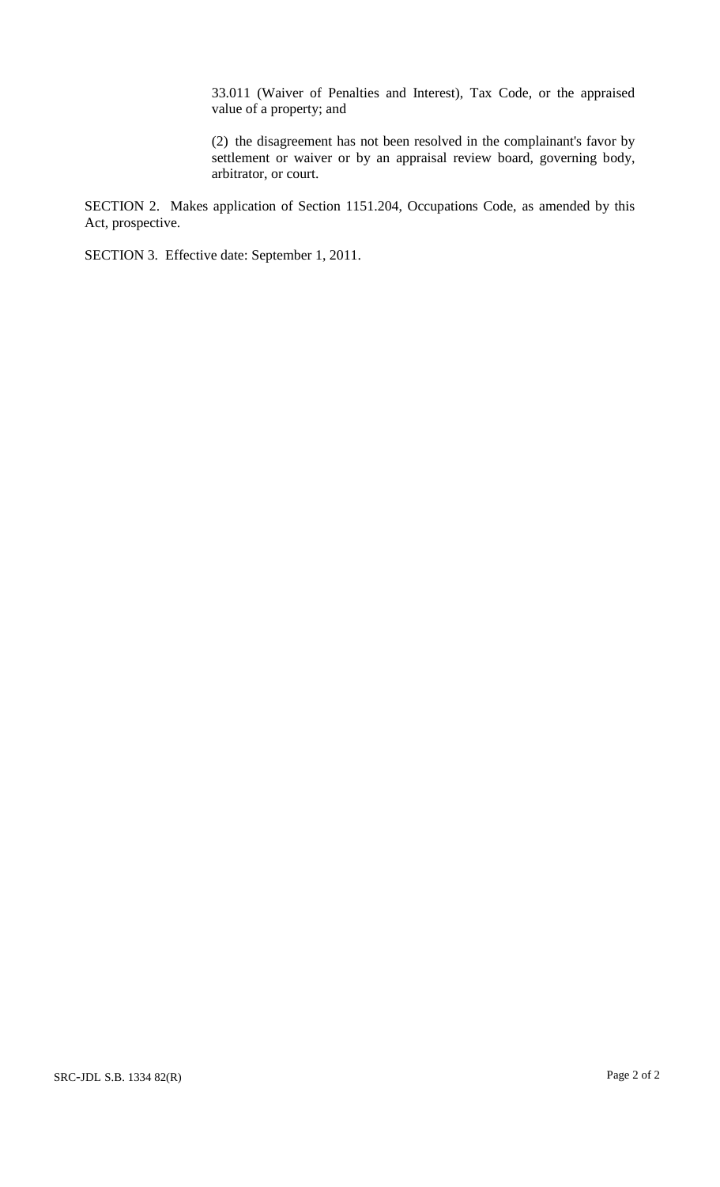33.011 (Waiver of Penalties and Interest), Tax Code, or the appraised value of a property; and

(2) the disagreement has not been resolved in the complainant's favor by settlement or waiver or by an appraisal review board, governing body, arbitrator, or court.

SECTION 2. Makes application of Section 1151.204, Occupations Code, as amended by this Act, prospective.

SECTION 3. Effective date: September 1, 2011.